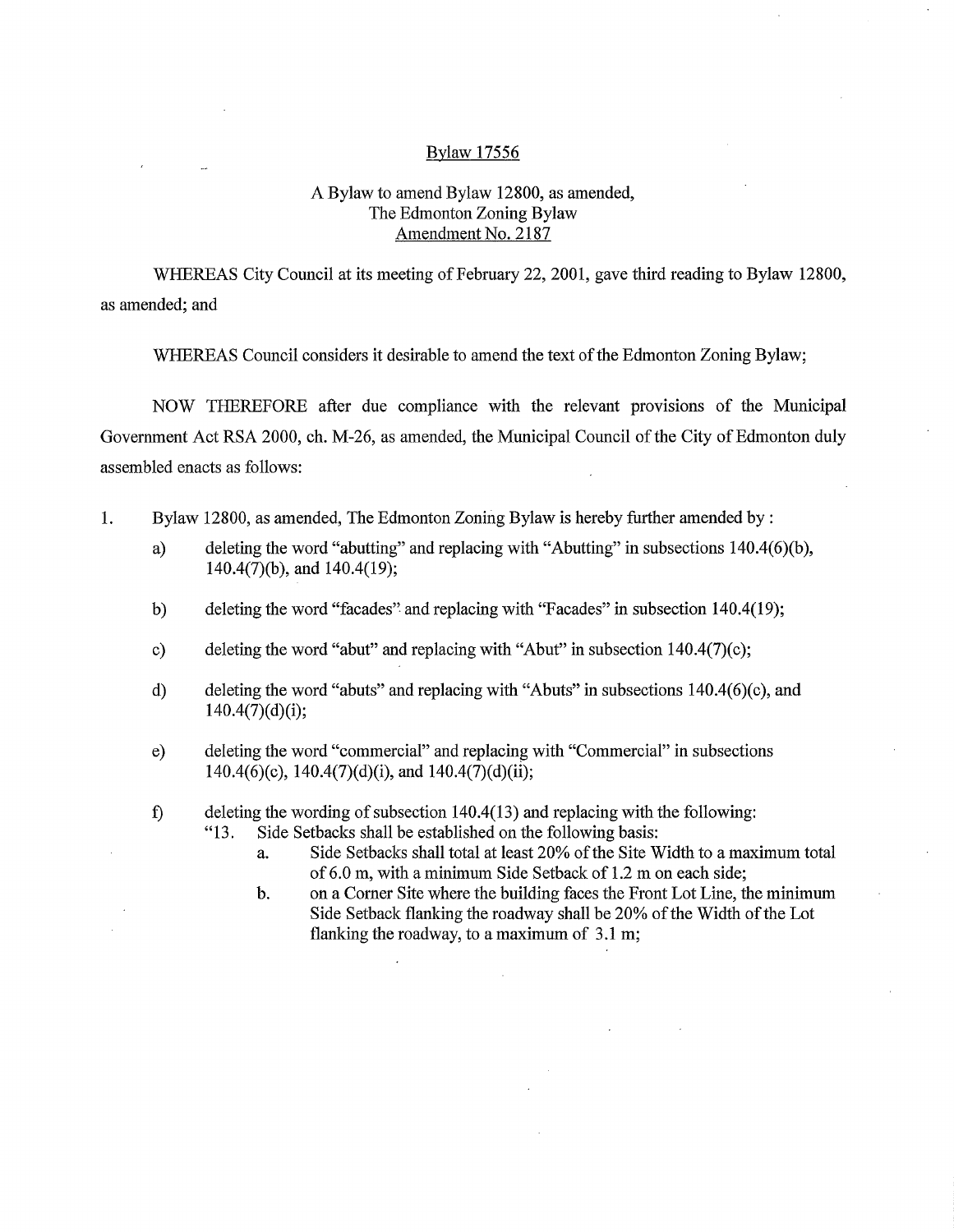# Bylaw 17556

## A Bylaw to amend Bylaw 12800, as amended, The Edmonton Zoning Bylaw Amendment No. 2187

WHEREAS City Council at its meeting of February 22, 2001, gave third reading to Bylaw 12800, as amended; and

WHEREAS Council considers it desirable to amend the text of the Edmonton Zoning Bylaw;

NOW THEREFORE after due compliance with the relevant provisions of the Municipal Government Act RSA 2000, ch. M-26, as amended, the Municipal Council of the City of Edmonton duly assembled enacts as follows:

1. Bylaw 12800, as amended, The Edmonton Zoning Bylaw is hereby further amended by :

   a) deleting the word "abutting" and replacing with "Abutting" in subsections 140.4(6)(b), 140.4(7)(b), and 140.4(19);

   b) deleting the word "facades" and replacing with "Facades" in subsection 140.4(19);

   c) deleting the word "abut" and replacing with "Abut" in subsection 140.4(7)(c);

   d) deleting the word "abuts" and replacing with "Abuts" in subsections 140.4(6)(c), and 140.4(7)(d)(i);

   e) deleting the word "commercial" and replacing with "Commercial" in subsections 140.4(6)(c), 140.4(7)(d)(i), and 140.4(7)(d)(ii);

   f) deleting the wording of subsection 140.4(13) and replacing with the following:

      "13. Side Setbacks shall be established on the following basis:

         a. Side Setbacks shall total at least 20% of the Site Width to a maximum total of 6.0 m, with a minimum Side Setback of 1.2 m on each side;

         b. on a Corner Site where the building faces the Front Lot Line, the minimum Side Setback flanking the roadway shall be 20% of the Width of the Lot flanking the roadway, to a maximum of 3.1 m;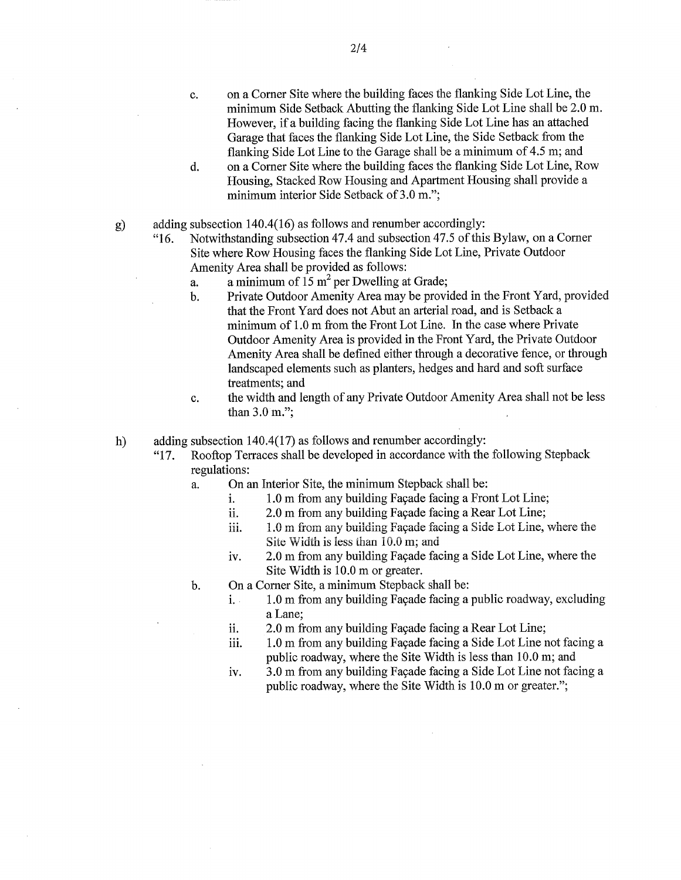c. on a Corner Site where the building faces the flanking Side Lot Line, the minimum Side Setback Abutting the flanking Side Lot Line shall be 2.0 m. However, if a building facing the flanking Side Lot Line has an attached Garage that faces the flanking Side Lot Line, the Side Setback from the flanking Side Lot Line to the Garage shall be a minimum of 4.5 m; and

d. on a Corner Site where the building faces the flanking Side Lot Line, Row Housing, Stacked Row Housing and Apartment Housing shall provide a minimum interior Side Setback of 3.0 m.";

g) adding subsection 140.4(16) as follows and renumber accordingly:

"16. Notwithstanding subsection 47.4 and subsection 47.5 of this Bylaw, on a Corner Site where Row Housing faces the flanking Side Lot Line, Private Outdoor Amenity Area shall be provided as follows:

a. a minimum of 15 $m^2$ per Dwelling at Grade;

b. Private Outdoor Amenity Area may be provided in the Front Yard, provided that the Front Yard does not Abut an arterial road, and is Setback a minimum of 1.0 m from the Front Lot Line. In the case where Private Outdoor Amenity Area is provided in the Front Yard, the Private Outdoor Amenity Area shall be defined either through a decorative fence, or through landscaped elements such as planters, hedges and hard and soft surface treatments; and

c. the width and length of any Private Outdoor Amenity Area shall not be less than 3.0 m.";

h) adding subsection 140.4(17) as follows and renumber accordingly:

"17. Rooftop Terraces shall be developed in accordance with the following Stepback regulations:

a. On an Interior Site, the minimum Stepback shall be:

i. 1.0 m from any building Façade facing a Front Lot Line;

ii. 2.0 m from any building Façade facing a Rear Lot Line;

iii. 1.0 m from any building Façade facing a Side Lot Line, where the Site Width is less than 10.0 m; and

iv. 2.0 m from any building Façade facing a Side Lot Line, where the Site Width is 10.0 m or greater.

b. On a Corner Site, a minimum Stepback shall be:

i. 1.0 m from any building Façade facing a public roadway, excluding a Lane;

ii. 2.0 m from any building Façade facing a Rear Lot Line;

iii. 1.0 m from any building Façade facing a Side Lot Line not facing a public roadway, where the Site Width is less than 10.0 m; and

iv. 3.0 m from any building Façade facing a Side Lot Line not facing a public roadway, where the Site Width is 10.0 m or greater.";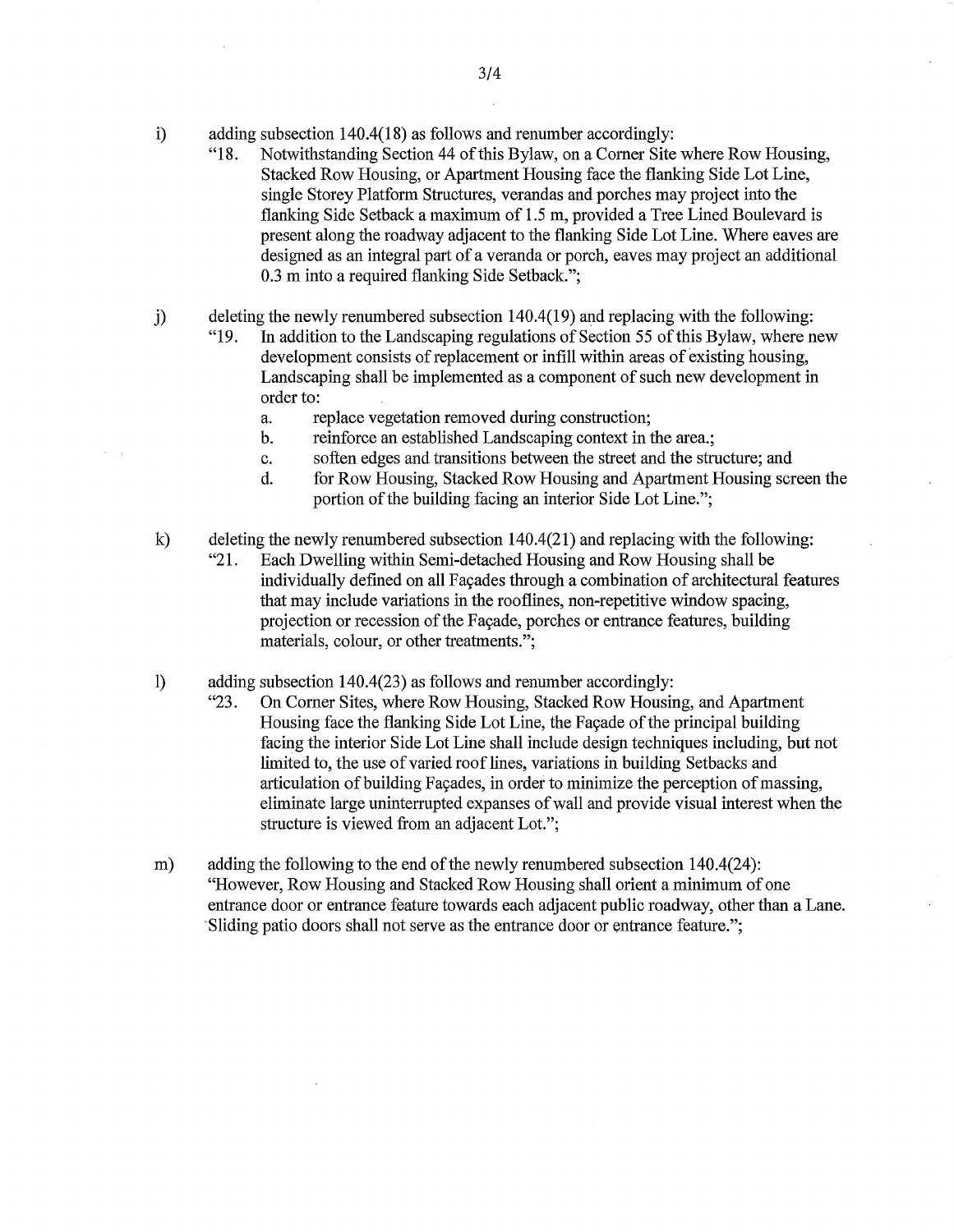i) adding subsection 140.4(18) as follows and renumber accordingly:

"18. Notwithstanding Section 44 of this Bylaw, on a Corner Site where Row Housing, Stacked Row Housing, or Apartment Housing face the flanking Side Lot Line, single Storey Platform Structures, verandas and porches may project into the flanking Side Setback a maximum of 1.5 m, provided a Tree Lined Boulevard is present along the roadway adjacent to the flanking Side Lot Line. Where eaves are designed as an integral part of a veranda or porch, eaves may project an additional 0.3 m into a required flanking Side Setback.";

j) deleting the newly renumbered subsection 140.4(19) and replacing with the following:

"19. In addition to the Landscaping regulations of Section 55 of this Bylaw, where new development consists of replacement or infill within areas of existing housing, Landscaping shall be implemented as a component of such new development in order to:

   a. replace vegetation removed during construction;
   b. reinforce an established Landscaping context in the area.;
   c. soften edges and transitions between the street and the structure; and
   d. for Row Housing, Stacked Row Housing and Apartment Housing screen the portion of the building facing an interior Side Lot Line.";

k) deleting the newly renumbered subsection 140.4(21) and replacing with the following:

"21. Each Dwelling within Semi-detached Housing and Row Housing shall be individually defined on all Façades through a combination of architectural features that may include variations in the rooflines, non-repetitive window spacing, projection or recession of the Façade, porches or entrance features, building materials, colour, or other treatments.";

l) adding subsection 140.4(23) as follows and renumber accordingly:

"23. On Corner Sites, where Row Housing, Stacked Row Housing, and Apartment Housing face the flanking Side Lot Line, the Façade of the principal building facing the interior Side Lot Line shall include design techniques including, but not limited to, the use of varied roof lines, variations in building Setbacks and articulation of building Façades, in order to minimize the perception of massing, eliminate large uninterrupted expanses of wall and provide visual interest when the structure is viewed from an adjacent Lot.";

m) adding the following to the end of the newly renumbered subsection 140.4(24): "However, Row Housing and Stacked Row Housing shall orient a minimum of one entrance door or entrance feature towards each adjacent public roadway, other than a Lane. Sliding patio doors shall not serve as the entrance door or entrance feature.";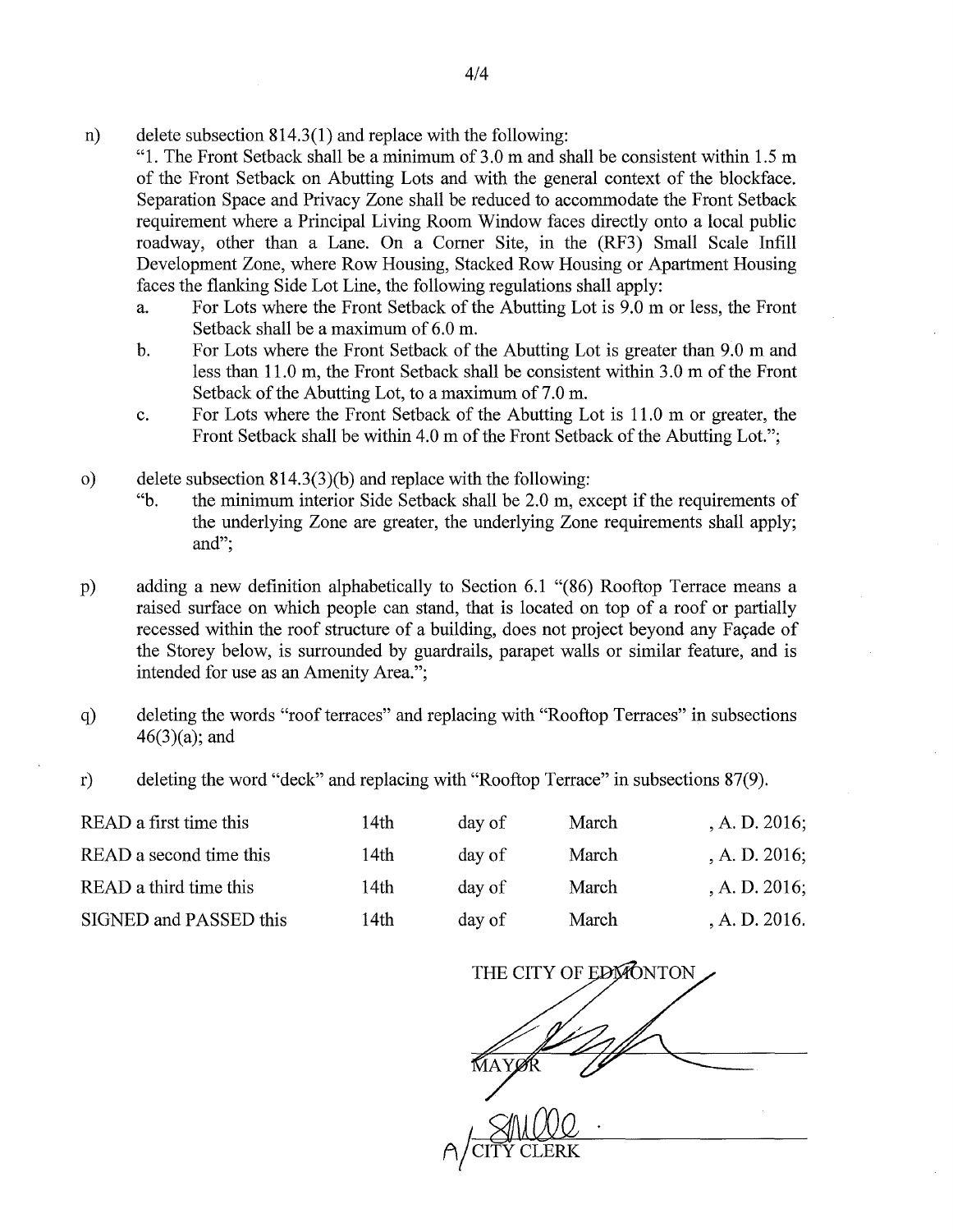n) delete subsection 814.3(1) and replace with the following:

"1. The Front Setback shall be a minimum of 3.0 m and shall be consistent within 1.5 m of the Front Setback on Abutting Lots and with the general context of the blockface. Separation Space and Privacy Zone shall be reduced to accommodate the Front Setback requirement where a Principal Living Room Window faces directly onto a local public roadway, other than a Lane. On a Corner Site, in the (RF3) Small Scale Infill Development Zone, where Row Housing, Stacked Row Housing or Apartment Housing faces the flanking Side Lot Line, the following regulations shall apply:

a. For Lots where the Front Setback of the Abutting Lot is 9.0 m or less, the Front Setback shall be a maximum of 6.0 m.

b. For Lots where the Front Setback of the Abutting Lot is greater than 9.0 m and less than 11.0 m, the Front Setback shall be consistent within 3.0 m of the Front Setback of the Abutting Lot, to a maximum of 7.0 m.

c. For Lots where the Front Setback of the Abutting Lot is 11.0 m or greater, the Front Setback shall be within 4.0 m of the Front Setback of the Abutting Lot.";

o) delete subsection 814.3(3)(b) and replace with the following:

"b. the minimum interior Side Setback shall be 2.0 m, except if the requirements of the underlying Zone are greater, the underlying Zone requirements shall apply; and";

p) adding a new definition alphabetically to Section 6.1 "(86) Rooftop Terrace means a raised surface on which people can stand, that is located on top of a roof or partially recessed within the roof structure of a building, does not project beyond any Façade of the Storey below, is surrounded by guardrails, parapet walls or similar feature, and is intended for use as an Amenity Area.";

q) deleting the words "roof terraces" and replacing with "Rooftop Terraces" in subsections 46(3)(a); and

r) deleting the word "deck" and replacing with "Rooftop Terrace" in subsections 87(9).

| | | | | |
|---|---|---|---|---|
| READ a first time this | 14th | day of | March | , A. D. 2016; |
| READ a second time this | 14th | day of | March | , A. D. 2016; |
| READ a third time this | 14th | day of | March | , A. D. 2016; |
| SIGNED and PASSED this | 14th | day of | March | , A. D. 2016. |

THE CITY OF EDMONTON

MAYOR

A/ CITY CLERK